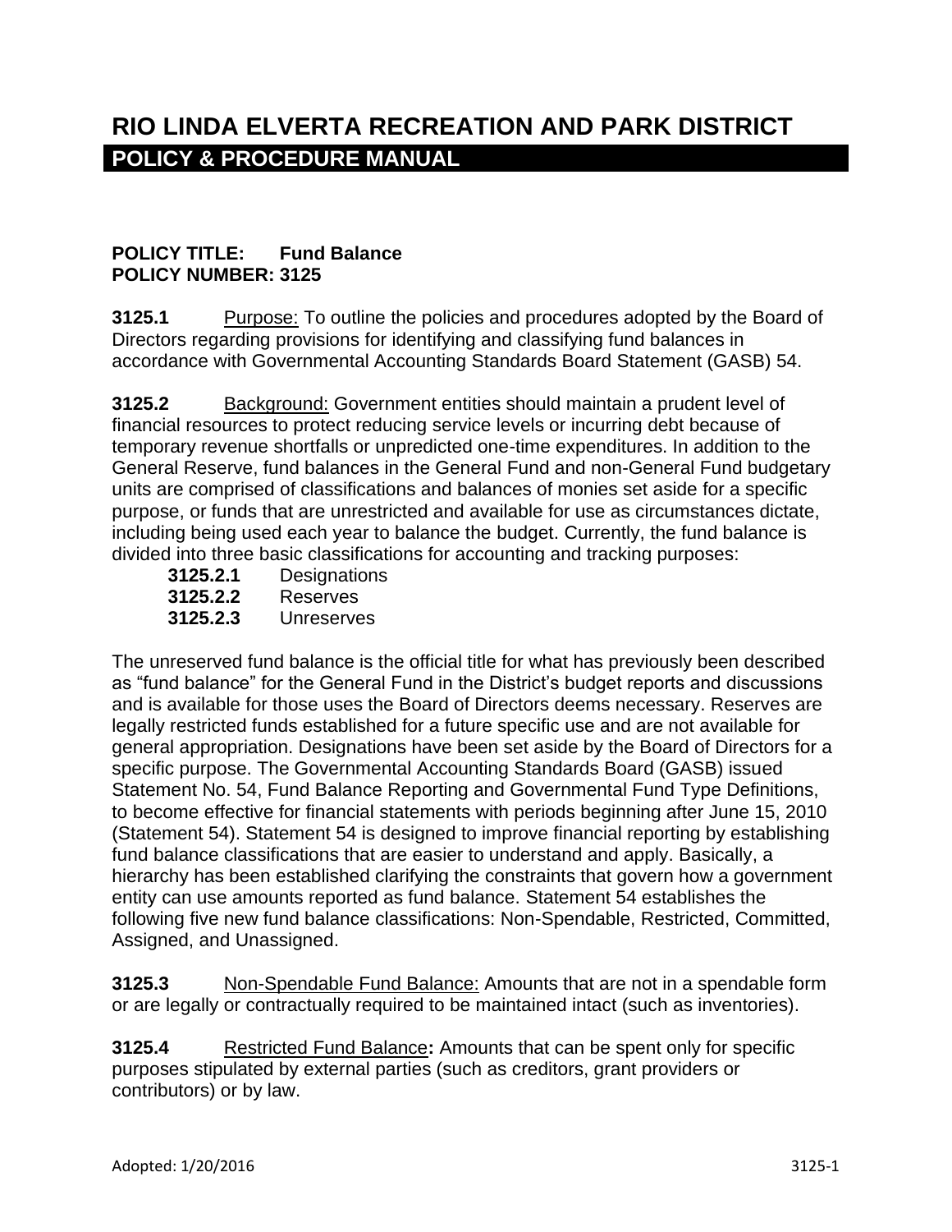# RIO LINDA ELVERTA RECREATION AND PARK DISTRICT

## POLICY & PROCEDURE MANUAL

**POLICY TITLE: Fund Balance**
**POLICY NUMBER: 3125**

**3125.1** Purpose: To outline the policies and procedures adopted by the Board of Directors regarding provisions for identifying and classifying fund balances in accordance with Governmental Accounting Standards Board Statement (GASB) 54.

**3125.2** Background: Government entities should maintain a prudent level of financial resources to protect reducing service levels or incurring debt because of temporary revenue shortfalls or unpredicted one-time expenditures. In addition to the General Reserve, fund balances in the General Fund and non-General Fund budgetary units are comprised of classifications and balances of monies set aside for a specific purpose, or funds that are unrestricted and available for use as circumstances dictate, including being used each year to balance the budget. Currently, the fund balance is divided into three basic classifications for accounting and tracking purposes:

- **3125.2.1** Designations
- **3125.2.2** Reserves
- **3125.2.3** Unreserves

The unreserved fund balance is the official title for what has previously been described as "fund balance" for the General Fund in the District's budget reports and discussions and is available for those uses the Board of Directors deems necessary. Reserves are legally restricted funds established for a future specific use and are not available for general appropriation. Designations have been set aside by the Board of Directors for a specific purpose. The Governmental Accounting Standards Board (GASB) issued Statement No. 54, Fund Balance Reporting and Governmental Fund Type Definitions, to become effective for financial statements with periods beginning after June 15, 2010 (Statement 54). Statement 54 is designed to improve financial reporting by establishing fund balance classifications that are easier to understand and apply. Basically, a hierarchy has been established clarifying the constraints that govern how a government entity can use amounts reported as fund balance. Statement 54 establishes the following five new fund balance classifications: Non-Spendable, Restricted, Committed, Assigned, and Unassigned.

**3125.3** Non-Spendable Fund Balance: Amounts that are not in a spendable form or are legally or contractually required to be maintained intact (such as inventories).

**3125.4** Restricted Fund Balance**:** Amounts that can be spent only for specific purposes stipulated by external parties (such as creditors, grant providers or contributors) or by law.

Adopted: 1/20/2016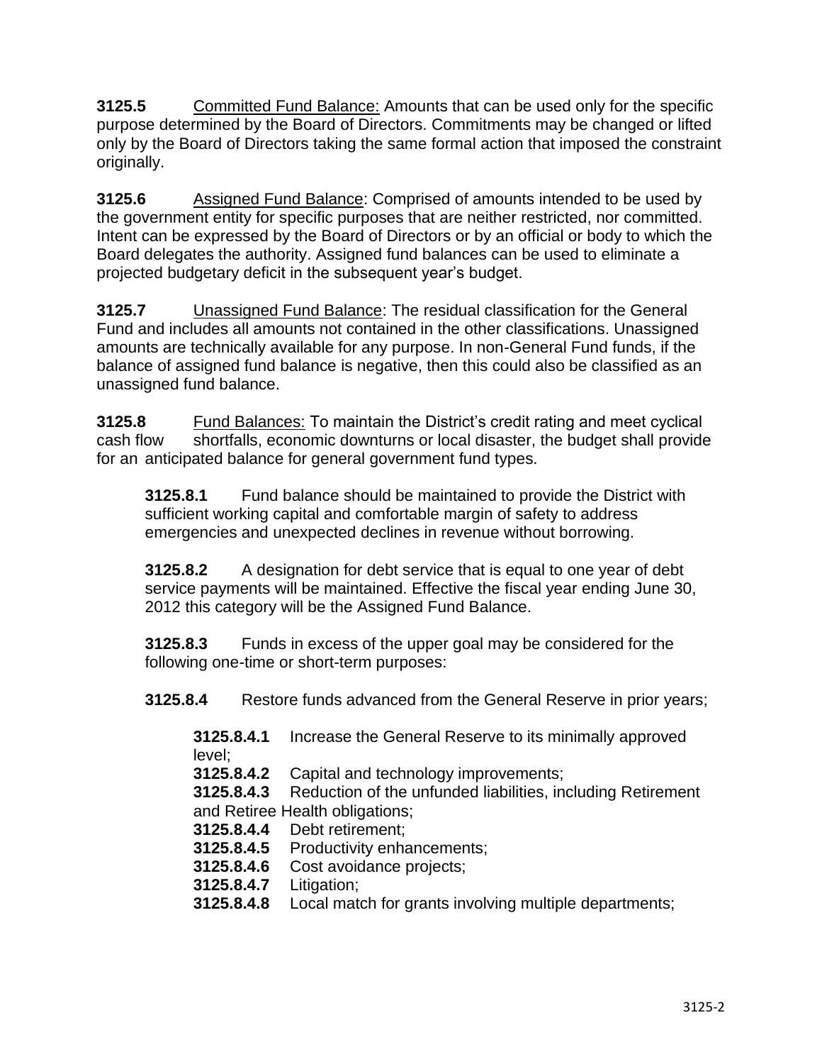**3125.5** Committed Fund Balance: Amounts that can be used only for the specific purpose determined by the Board of Directors. Commitments may be changed or lifted only by the Board of Directors taking the same formal action that imposed the constraint originally.

**3125.6** Assigned Fund Balance: Comprised of amounts intended to be used by the government entity for specific purposes that are neither restricted, nor committed. Intent can be expressed by the Board of Directors or by an official or body to which the Board delegates the authority. Assigned fund balances can be used to eliminate a projected budgetary deficit in the subsequent year's budget.

**3125.7** Unassigned Fund Balance: The residual classification for the General Fund and includes all amounts not contained in the other classifications. Unassigned amounts are technically available for any purpose. In non-General Fund funds, if the balance of assigned fund balance is negative, then this could also be classified as an unassigned fund balance.

**3125.8** Fund Balances: To maintain the District's credit rating and meet cyclical cash flow shortfalls, economic downturns or local disaster, the budget shall provide for an anticipated balance for general government fund types.

**3125.8.1** Fund balance should be maintained to provide the District with sufficient working capital and comfortable margin of safety to address emergencies and unexpected declines in revenue without borrowing.

**3125.8.2** A designation for debt service that is equal to one year of debt service payments will be maintained. Effective the fiscal year ending June 30, 2012 this category will be the Assigned Fund Balance.

**3125.8.3** Funds in excess of the upper goal may be considered for the following one-time or short-term purposes:

**3125.8.4** Restore funds advanced from the General Reserve in prior years;

**3125.8.4.1** Increase the General Reserve to its minimally approved level;
**3125.8.4.2** Capital and technology improvements;
**3125.8.4.3** Reduction of the unfunded liabilities, including Retirement and Retiree Health obligations;
**3125.8.4.4** Debt retirement;
**3125.8.4.5** Productivity enhancements;
**3125.8.4.6** Cost avoidance projects;
**3125.8.4.7** Litigation;
**3125.8.4.8** Local match for grants involving multiple departments;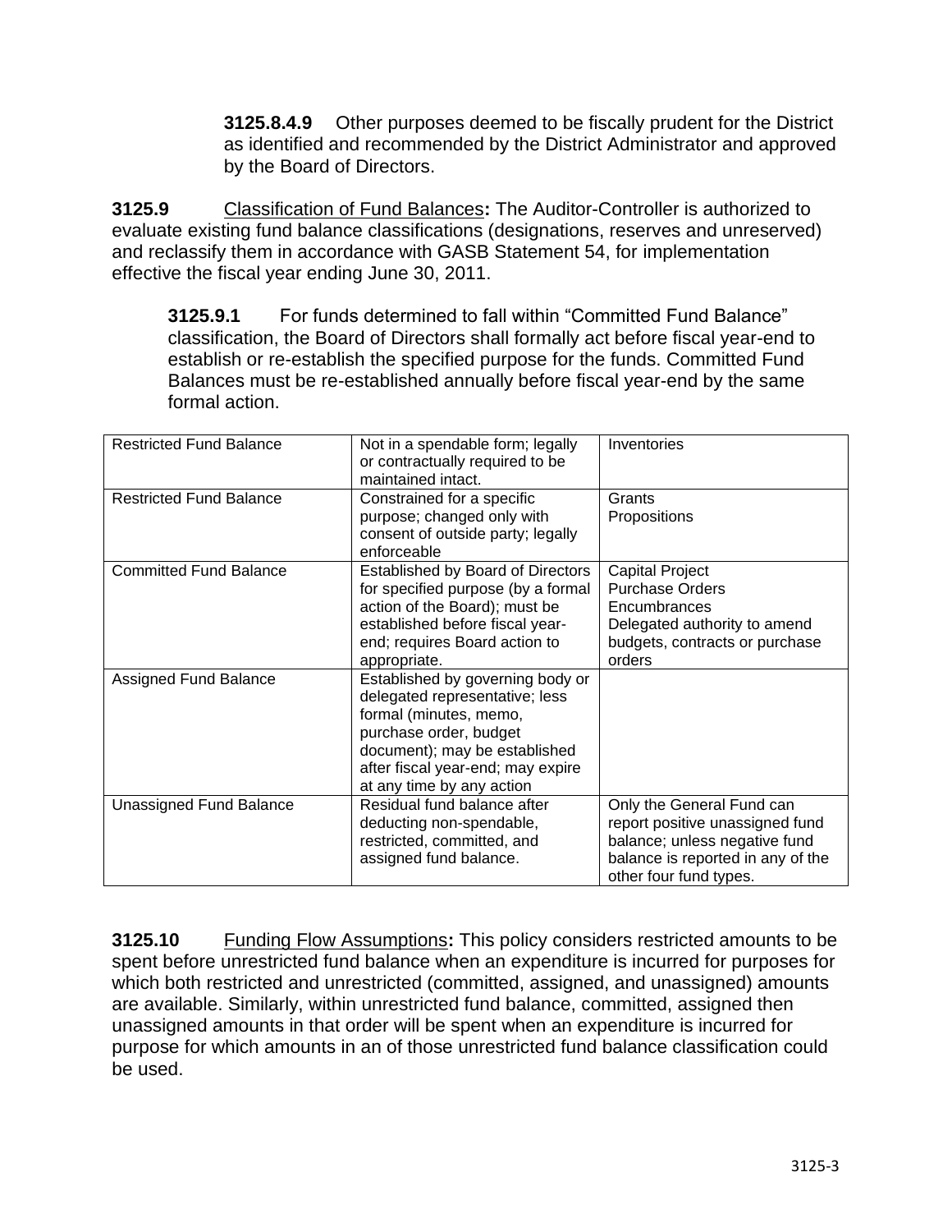**3125.8.4.9** Other purposes deemed to be fiscally prudent for the District as identified and recommended by the District Administrator and approved by the Board of Directors.

**3125.9** Classification of Fund Balances**:** The Auditor-Controller is authorized to evaluate existing fund balance classifications (designations, reserves and unreserved) and reclassify them in accordance with GASB Statement 54, for implementation effective the fiscal year ending June 30, 2011.

**3125.9.1** For funds determined to fall within "Committed Fund Balance" classification, the Board of Directors shall formally act before fiscal year-end to establish or re-establish the specified purpose for the funds. Committed Fund Balances must be re-established annually before fiscal year-end by the same formal action.

| | | |
|---|---|---|
| Restricted Fund Balance | Not in a spendable form; legally or contractually required to be maintained intact. | Inventories |
| Restricted Fund Balance | Constrained for a specific purpose; changed only with consent of outside party; legally enforceable | Grants<br>Propositions |
| Committed Fund Balance | Established by Board of Directors for specified purpose (by a formal action of the Board); must be established before fiscal year-end; requires Board action to appropriate. | Capital Project<br>Purchase Orders<br>Encumbrances<br>Delegated authority to amend budgets, contracts or purchase orders |
| Assigned Fund Balance | Established by governing body or delegated representative; less formal (minutes, memo, purchase order, budget document); may be established after fiscal year-end; may expire at any time by any action | |
| Unassigned Fund Balance | Residual fund balance after deducting non-spendable, restricted, committed, and assigned fund balance. | Only the General Fund can report positive unassigned fund balance; unless negative fund balance is reported in any of the other four fund types. |

**3125.10** Funding Flow Assumptions**:** This policy considers restricted amounts to be spent before unrestricted fund balance when an expenditure is incurred for purposes for which both restricted and unrestricted (committed, assigned, and unassigned) amounts are available. Similarly, within unrestricted fund balance, committed, assigned then unassigned amounts in that order will be spent when an expenditure is incurred for purpose for which amounts in an of those unrestricted fund balance classification could be used.